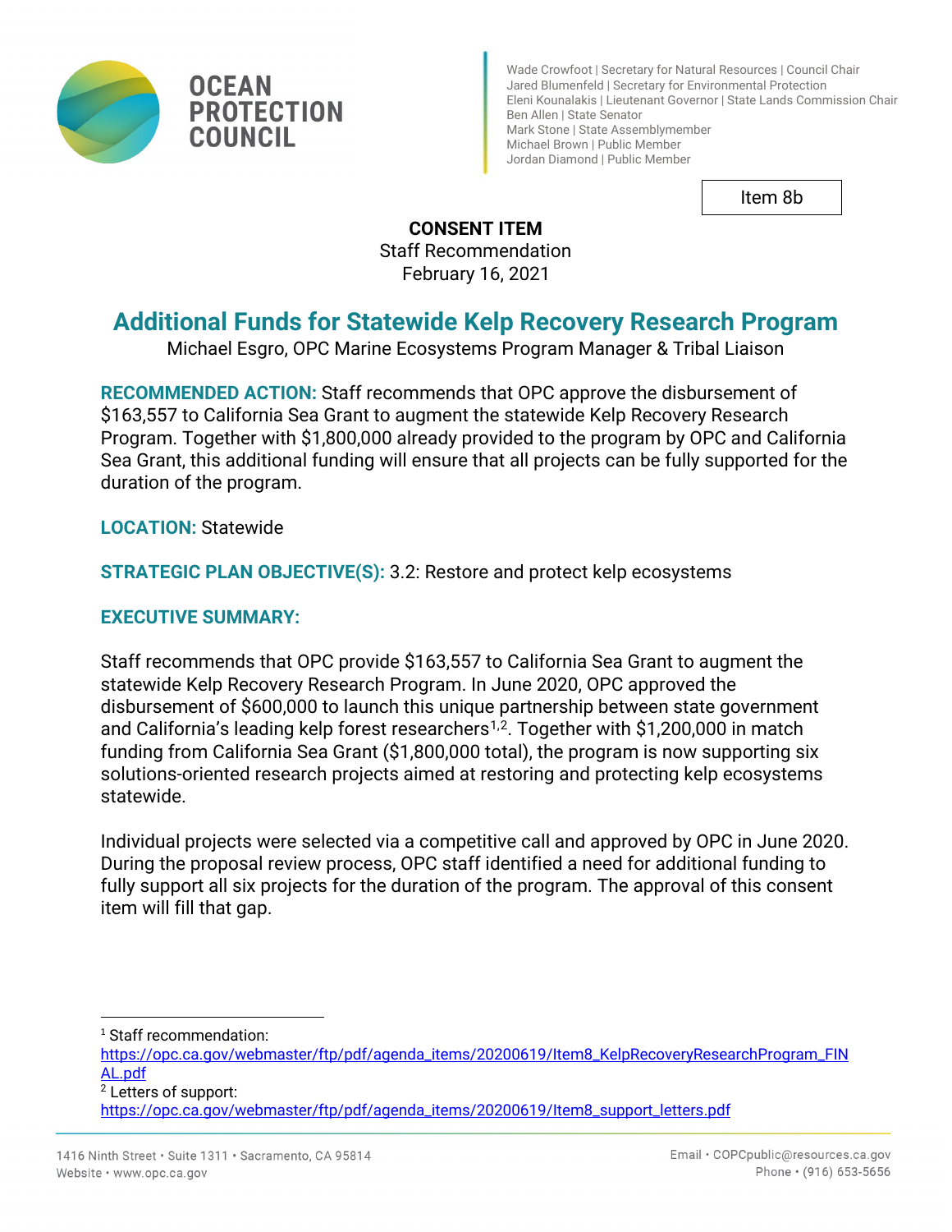OCEAN PROTECTION COUNCIL

Wade Crowfoot | Secretary for Natural Resources | Council Chair
Jared Blumenfeld | Secretary for Environmental Protection
Eleni Kounalakis | Lieutenant Governor | State Lands Commission Chair
Ben Allen | State Senator
Mark Stone | State Assemblymember
Michael Brown | Public Member
Jordan Diamond | Public Member

Item 8b

**CONSENT ITEM**
Staff Recommendation
February 16, 2021

# Additional Funds for Statewide Kelp Recovery Research Program

Michael Esgro, OPC Marine Ecosystems Program Manager & Tribal Liaison

**RECOMMENDED ACTION:** Staff recommends that OPC approve the disbursement of $163,557 to California Sea Grant to augment the statewide Kelp Recovery Research Program. Together with $1,800,000 already provided to the program by OPC and California Sea Grant, this additional funding will ensure that all projects can be fully supported for the duration of the program.

**LOCATION:** Statewide

**STRATEGIC PLAN OBJECTIVE(S):** 3.2: Restore and protect kelp ecosystems

**EXECUTIVE SUMMARY:**

Staff recommends that OPC provide $163,557 to California Sea Grant to augment the statewide Kelp Recovery Research Program. In June 2020, OPC approved the disbursement of $600,000 to launch this unique partnership between state government and California's leading kelp forest researchers[1,2]. Together with $1,200,000 in match funding from California Sea Grant ($1,800,000 total), the program is now supporting six solutions-oriented research projects aimed at restoring and protecting kelp ecosystems statewide.

Individual projects were selected via a competitive call and approved by OPC in June 2020. During the proposal review process, OPC staff identified a need for additional funding to fully support all six projects for the duration of the program. The approval of this consent item will fill that gap.

---

[1] Staff recommendation: https://opc.ca.gov/webmaster/ftp/pdf/agenda_items/20200619/Item8_KelpRecoveryResearchProgram_FINAL.pdf

[2] Letters of support: https://opc.ca.gov/webmaster/ftp/pdf/agenda_items/20200619/Item8_support_letters.pdf

1416 Ninth Street • Suite 1311 • Sacramento, CA 95814
Website • www.opc.ca.gov
Email • COPCpublic@resources.ca.gov
Phone • (916) 653-5656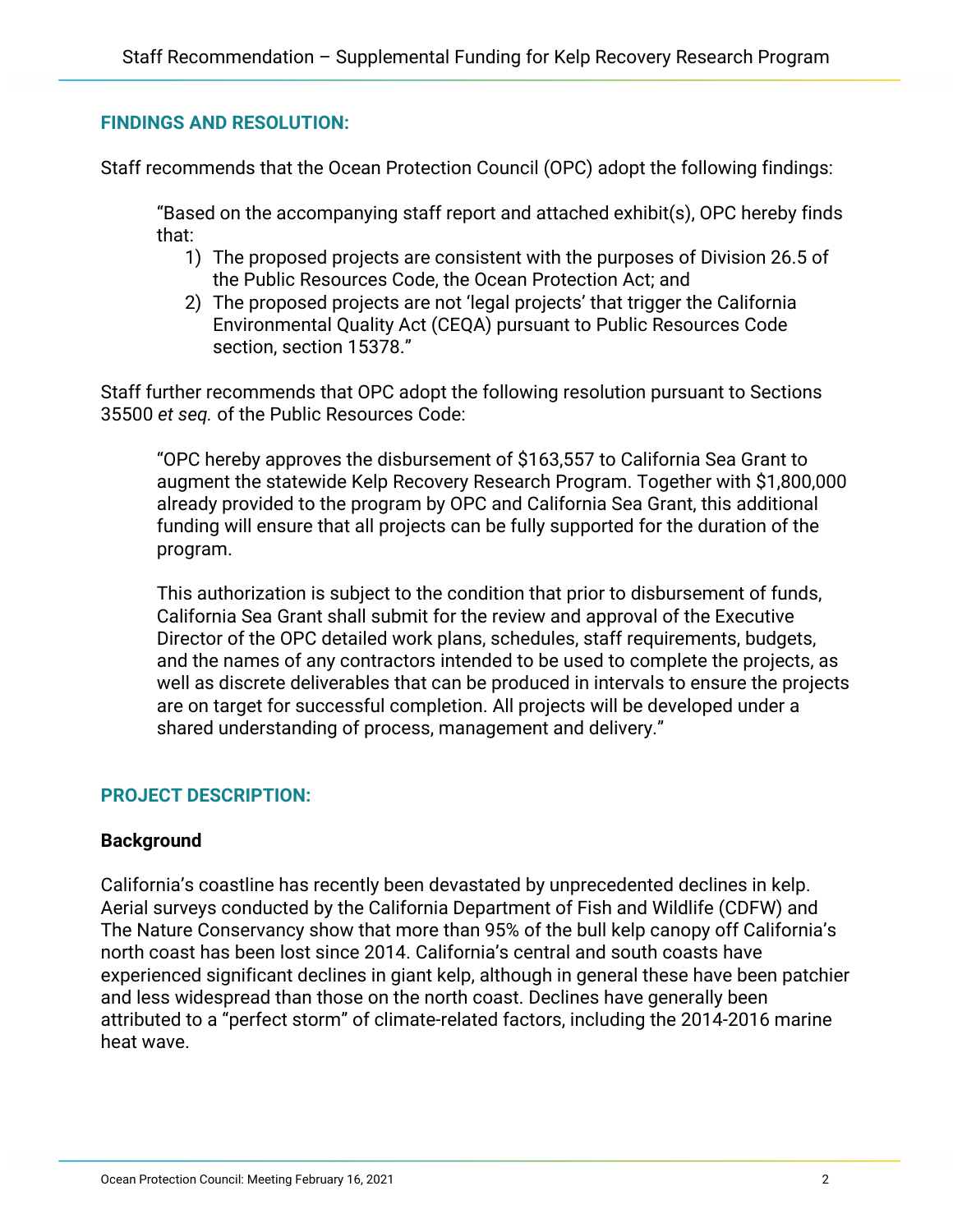## FINDINGS AND RESOLUTION:

Staff recommends that the Ocean Protection Council (OPC) adopt the following findings:

> "Based on the accompanying staff report and attached exhibit(s), OPC hereby finds that:
>
> 1) The proposed projects are consistent with the purposes of Division 26.5 of the Public Resources Code, the Ocean Protection Act; and
> 2) The proposed projects are not 'legal projects' that trigger the California Environmental Quality Act (CEQA) pursuant to Public Resources Code section, section 15378."

Staff further recommends that OPC adopt the following resolution pursuant to Sections 35500 *et seq.* of the Public Resources Code:

> "OPC hereby approves the disbursement of $163,557 to California Sea Grant to augment the statewide Kelp Recovery Research Program. Together with $1,800,000 already provided to the program by OPC and California Sea Grant, this additional funding will ensure that all projects can be fully supported for the duration of the program.
>
> This authorization is subject to the condition that prior to disbursement of funds, California Sea Grant shall submit for the review and approval of the Executive Director of the OPC detailed work plans, schedules, staff requirements, budgets, and the names of any contractors intended to be used to complete the projects, as well as discrete deliverables that can be produced in intervals to ensure the projects are on target for successful completion. All projects will be developed under a shared understanding of process, management and delivery."

## PROJECT DESCRIPTION:

### Background

California's coastline has recently been devastated by unprecedented declines in kelp. Aerial surveys conducted by the California Department of Fish and Wildlife (CDFW) and The Nature Conservancy show that more than 95% of the bull kelp canopy off California's north coast has been lost since 2014. California's central and south coasts have experienced significant declines in giant kelp, although in general these have been patchier and less widespread than those on the north coast. Declines have generally been attributed to a "perfect storm" of climate-related factors, including the 2014-2016 marine heat wave.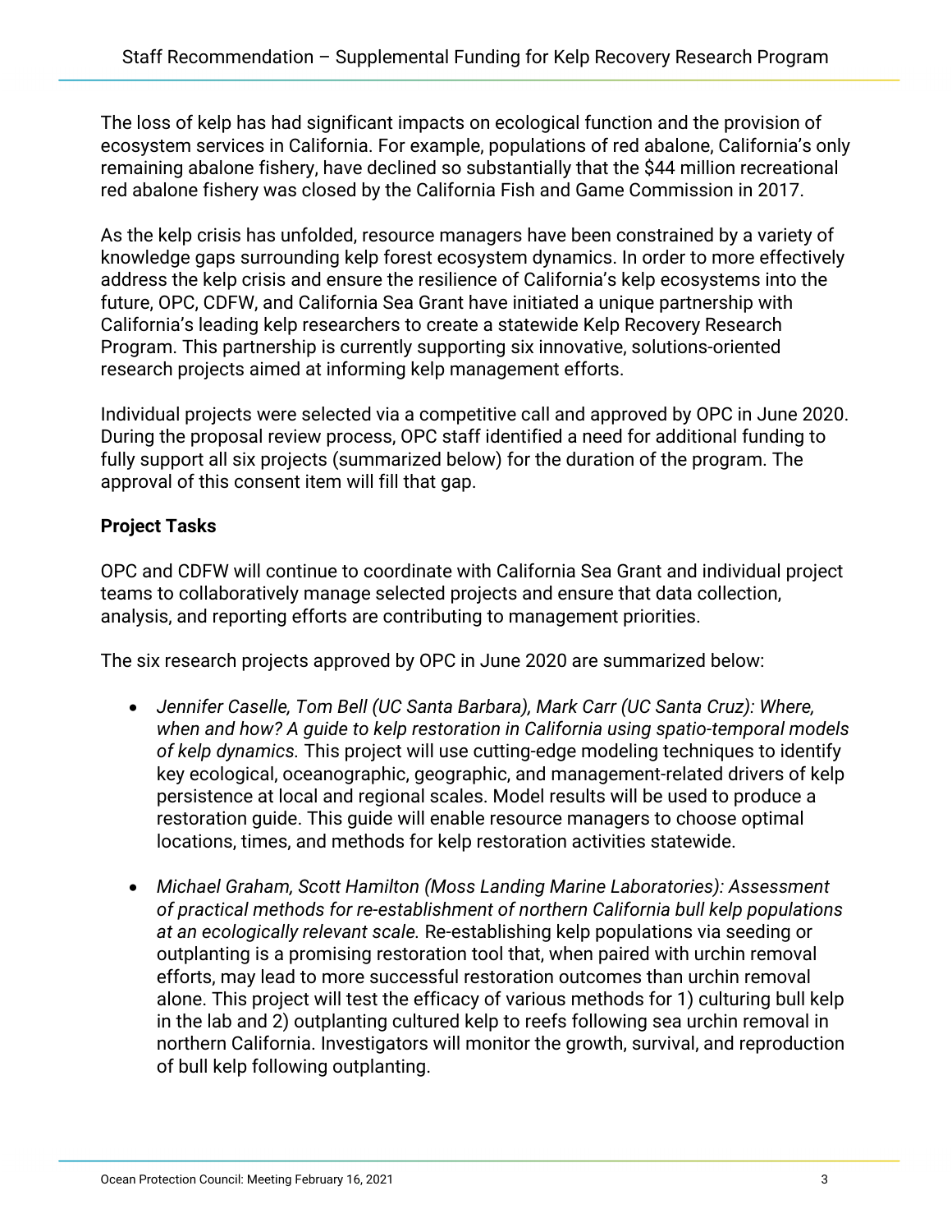The loss of kelp has had significant impacts on ecological function and the provision of ecosystem services in California. For example, populations of red abalone, California's only remaining abalone fishery, have declined so substantially that the $44 million recreational red abalone fishery was closed by the California Fish and Game Commission in 2017.

As the kelp crisis has unfolded, resource managers have been constrained by a variety of knowledge gaps surrounding kelp forest ecosystem dynamics. In order to more effectively address the kelp crisis and ensure the resilience of California's kelp ecosystems into the future, OPC, CDFW, and California Sea Grant have initiated a unique partnership with California's leading kelp researchers to create a statewide Kelp Recovery Research Program. This partnership is currently supporting six innovative, solutions-oriented research projects aimed at informing kelp management efforts.

Individual projects were selected via a competitive call and approved by OPC in June 2020. During the proposal review process, OPC staff identified a need for additional funding to fully support all six projects (summarized below) for the duration of the program. The approval of this consent item will fill that gap.

**Project Tasks**

OPC and CDFW will continue to coordinate with California Sea Grant and individual project teams to collaboratively manage selected projects and ensure that data collection, analysis, and reporting efforts are contributing to management priorities.

The six research projects approved by OPC in June 2020 are summarized below:

- *Jennifer Caselle, Tom Bell (UC Santa Barbara), Mark Carr (UC Santa Cruz): Where, when and how? A guide to kelp restoration in California using spatio-temporal models of kelp dynamics.* This project will use cutting-edge modeling techniques to identify key ecological, oceanographic, geographic, and management-related drivers of kelp persistence at local and regional scales. Model results will be used to produce a restoration guide. This guide will enable resource managers to choose optimal locations, times, and methods for kelp restoration activities statewide.

- *Michael Graham, Scott Hamilton (Moss Landing Marine Laboratories): Assessment of practical methods for re-establishment of northern California bull kelp populations at an ecologically relevant scale.* Re-establishing kelp populations via seeding or outplanting is a promising restoration tool that, when paired with urchin removal efforts, may lead to more successful restoration outcomes than urchin removal alone. This project will test the efficacy of various methods for 1) culturing bull kelp in the lab and 2) outplanting cultured kelp to reefs following sea urchin removal in northern California. Investigators will monitor the growth, survival, and reproduction of bull kelp following outplanting.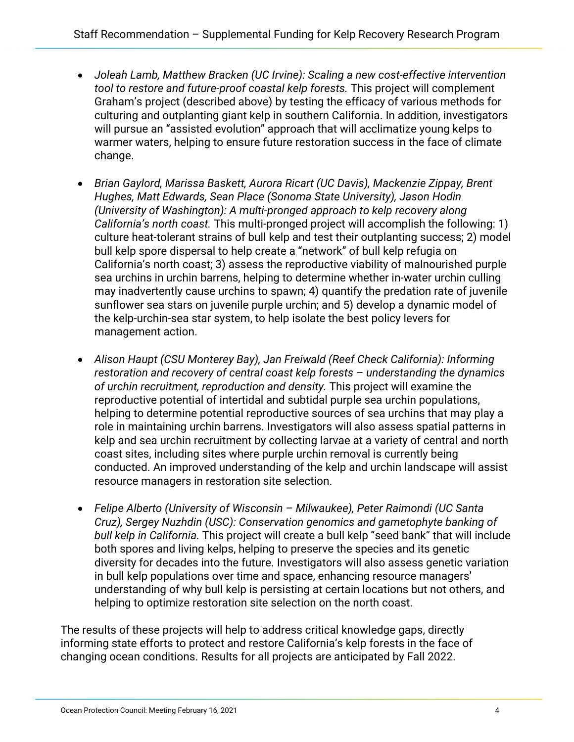- *Joleah Lamb, Matthew Bracken (UC Irvine): Scaling a new cost-effective intervention tool to restore and future-proof coastal kelp forests.* This project will complement Graham's project (described above) by testing the efficacy of various methods for culturing and outplanting giant kelp in southern California. In addition, investigators will pursue an "assisted evolution" approach that will acclimatize young kelps to warmer waters, helping to ensure future restoration success in the face of climate change.

- *Brian Gaylord, Marissa Baskett, Aurora Ricart (UC Davis), Mackenzie Zippay, Brent Hughes, Matt Edwards, Sean Place (Sonoma State University), Jason Hodin (University of Washington): A multi-pronged approach to kelp recovery along California's north coast.* This multi-pronged project will accomplish the following: 1) culture heat-tolerant strains of bull kelp and test their outplanting success; 2) model bull kelp spore dispersal to help create a "network" of bull kelp refugia on California's north coast; 3) assess the reproductive viability of malnourished purple sea urchins in urchin barrens, helping to determine whether in-water urchin culling may inadvertently cause urchins to spawn; 4) quantify the predation rate of juvenile sunflower sea stars on juvenile purple urchin; and 5) develop a dynamic model of the kelp-urchin-sea star system, to help isolate the best policy levers for management action.

- *Alison Haupt (CSU Monterey Bay), Jan Freiwald (Reef Check California): Informing restoration and recovery of central coast kelp forests – understanding the dynamics of urchin recruitment, reproduction and density.* This project will examine the reproductive potential of intertidal and subtidal purple sea urchin populations, helping to determine potential reproductive sources of sea urchins that may play a role in maintaining urchin barrens. Investigators will also assess spatial patterns in kelp and sea urchin recruitment by collecting larvae at a variety of central and north coast sites, including sites where purple urchin removal is currently being conducted. An improved understanding of the kelp and urchin landscape will assist resource managers in restoration site selection.

- *Felipe Alberto (University of Wisconsin – Milwaukee), Peter Raimondi (UC Santa Cruz), Sergey Nuzhdin (USC): Conservation genomics and gametophyte banking of bull kelp in California.* This project will create a bull kelp "seed bank" that will include both spores and living kelps, helping to preserve the species and its genetic diversity for decades into the future. Investigators will also assess genetic variation in bull kelp populations over time and space, enhancing resource managers' understanding of why bull kelp is persisting at certain locations but not others, and helping to optimize restoration site selection on the north coast.

The results of these projects will help to address critical knowledge gaps, directly informing state efforts to protect and restore California's kelp forests in the face of changing ocean conditions. Results for all projects are anticipated by Fall 2022.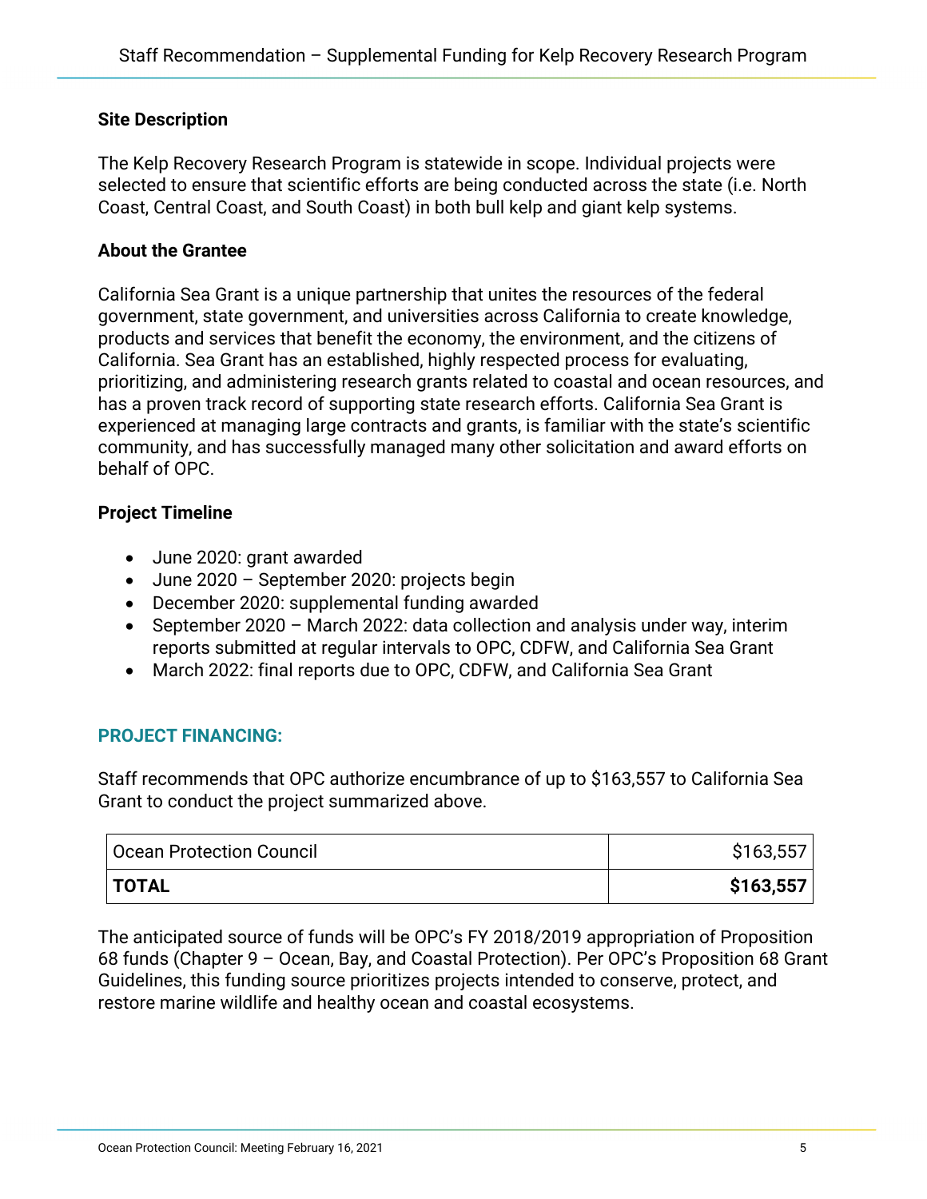**Site Description**

The Kelp Recovery Research Program is statewide in scope. Individual projects were selected to ensure that scientific efforts are being conducted across the state (i.e. North Coast, Central Coast, and South Coast) in both bull kelp and giant kelp systems.

**About the Grantee**

California Sea Grant is a unique partnership that unites the resources of the federal government, state government, and universities across California to create knowledge, products and services that benefit the economy, the environment, and the citizens of California. Sea Grant has an established, highly respected process for evaluating, prioritizing, and administering research grants related to coastal and ocean resources, and has a proven track record of supporting state research efforts. California Sea Grant is experienced at managing large contracts and grants, is familiar with the state's scientific community, and has successfully managed many other solicitation and award efforts on behalf of OPC.

**Project Timeline**

- June 2020: grant awarded
- June 2020 – September 2020: projects begin
- December 2020: supplemental funding awarded
- September 2020 – March 2022: data collection and analysis under way, interim reports submitted at regular intervals to OPC, CDFW, and California Sea Grant
- March 2022: final reports due to OPC, CDFW, and California Sea Grant

## PROJECT FINANCING:

Staff recommends that OPC authorize encumbrance of up to $163,557 to California Sea Grant to conduct the project summarized above.

| Source | Amount |
|---|---:|
| Ocean Protection Council | $163,557 |
| **TOTAL** | **$163,557** |

The anticipated source of funds will be OPC's FY 2018/2019 appropriation of Proposition 68 funds (Chapter 9 – Ocean, Bay, and Coastal Protection). Per OPC's Proposition 68 Grant Guidelines, this funding source prioritizes projects intended to conserve, protect, and restore marine wildlife and healthy ocean and coastal ecosystems.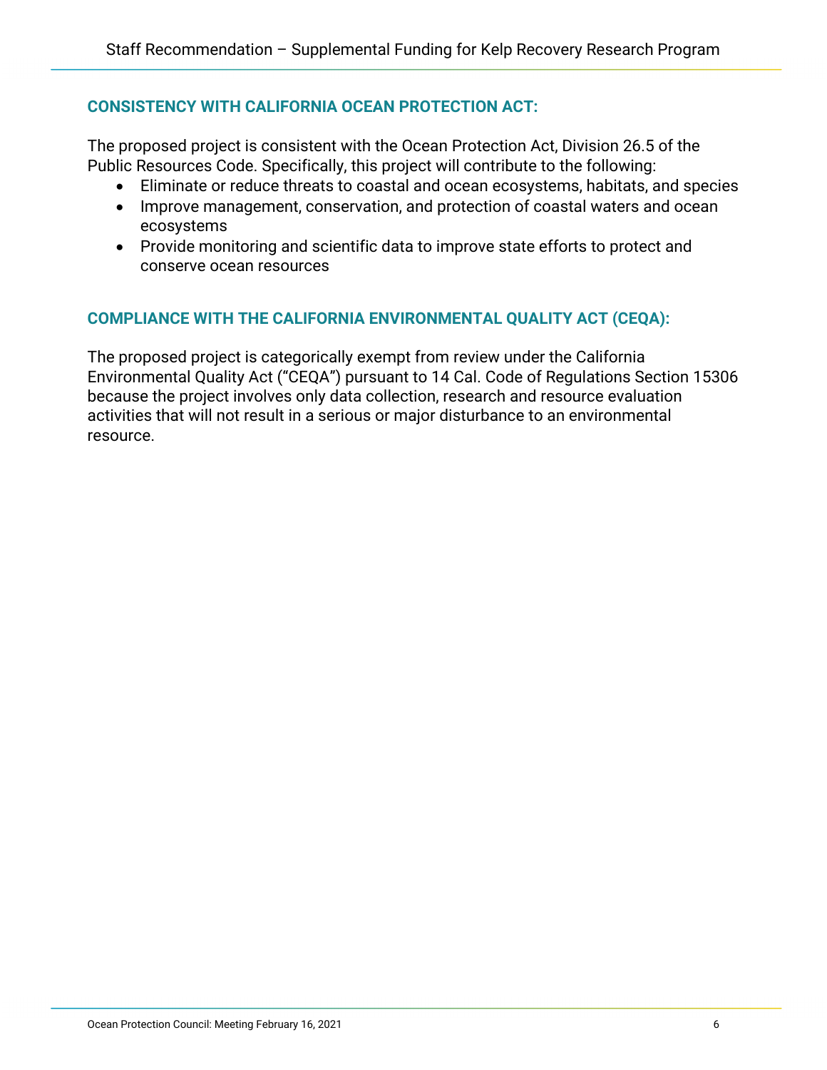## CONSISTENCY WITH CALIFORNIA OCEAN PROTECTION ACT:

The proposed project is consistent with the Ocean Protection Act, Division 26.5 of the Public Resources Code. Specifically, this project will contribute to the following:

- Eliminate or reduce threats to coastal and ocean ecosystems, habitats, and species
- Improve management, conservation, and protection of coastal waters and ocean ecosystems
- Provide monitoring and scientific data to improve state efforts to protect and conserve ocean resources

## COMPLIANCE WITH THE CALIFORNIA ENVIRONMENTAL QUALITY ACT (CEQA):

The proposed project is categorically exempt from review under the California Environmental Quality Act ("CEQA") pursuant to 14 Cal. Code of Regulations Section 15306 because the project involves only data collection, research and resource evaluation activities that will not result in a serious or major disturbance to an environmental resource.